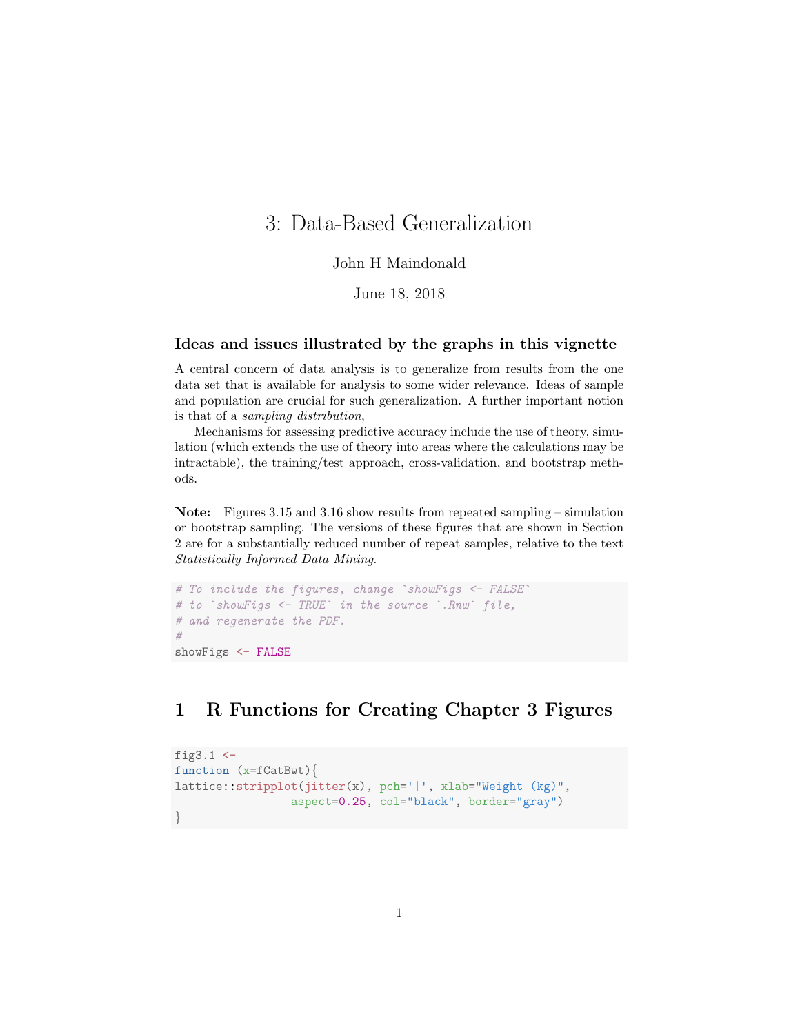# 3: Data-Based Generalization

John H Maindonald

June 18, 2018

### Ideas and issues illustrated by the graphs in this vignette

A central concern of data analysis is to generalize from results from the one data set that is available for analysis to some wider relevance. Ideas of sample and population are crucial for such generalization. A further important notion is that of a *sampling distribution*,

Mechanisms for assessing predictive accuracy include the use of theory, simulation (which extends the use of theory into areas where the calculations may be intractable), the training/test approach, cross-validation, and bootstrap methods.

**Note:** Figures 3.15 and 3.16 show results from repeated sampling – simulation or bootstrap sampling. The versions of these figures that are shown in Section 2 are for a substantially reduced number of repeat samples, relative to the text *Statistically Informed Data Mining*.

```
# To include the figures, change `showFigs <- FALSE`
# to `showFigs <- TRUE` in the source `.Rnw` file,
# and regenerate the PDF.
#
showFigs <- FALSE
```

## 1 R Functions for Creating Chapter 3 Figures

```
fig3.1 <-
function (x=fCatBwt){
lattice::stripplot(jitter(x), pch='|', xlab="Weight (kg)",
                   aspect=0.25, col="black", border="gray")
}
```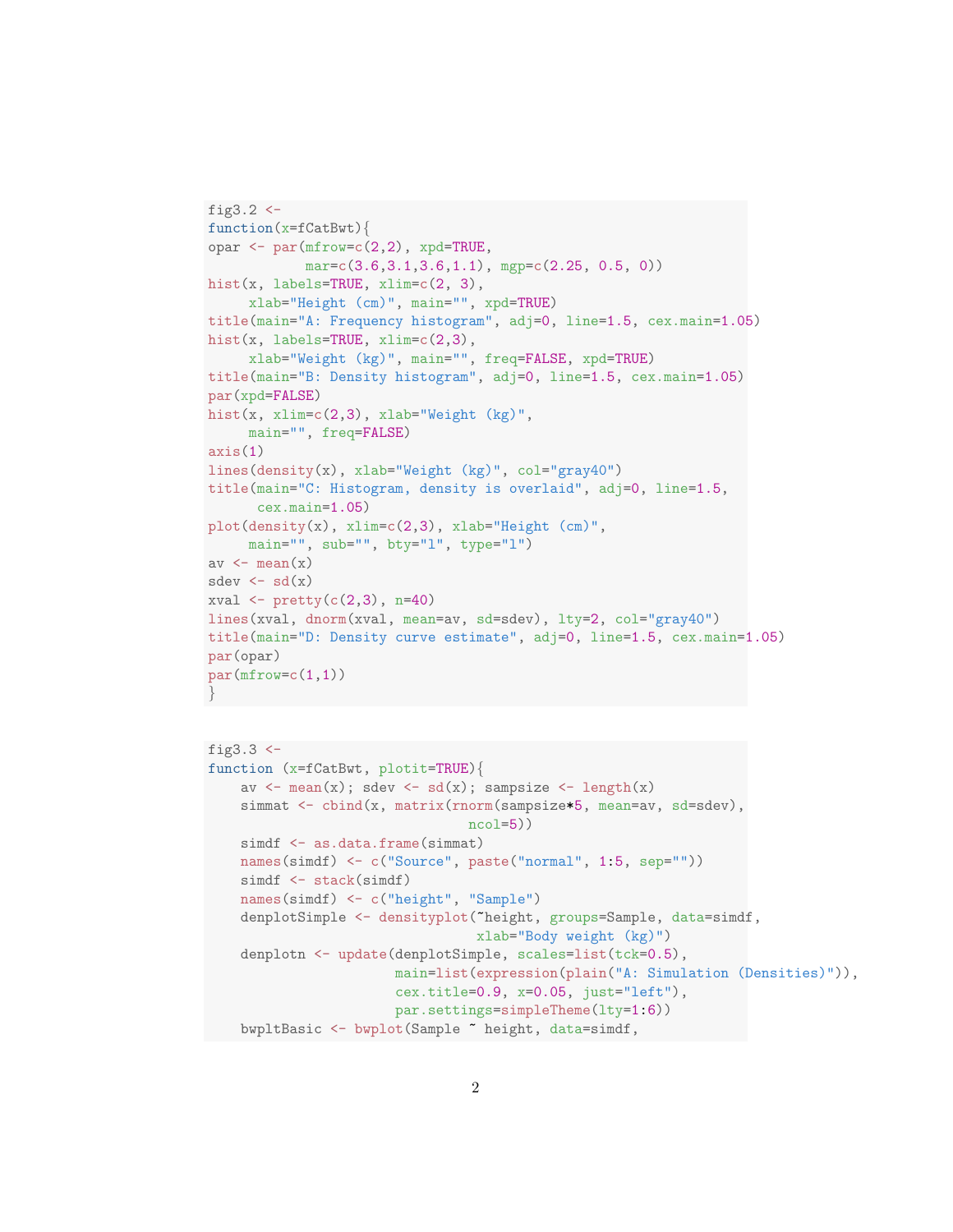```
fig3.2 <-
function(x=fCatBwt){
opar <- par(mfrow=c(2,2), xpd=TRUE,
           mar=c(3.6,3.1,3.6,1.1), mgp=c(2.25, 0.5, 0))
hist(x, labels=TRUE, xlim=c(2, 3),
     xlab="Height (cm)", main="", xpd=TRUE)
title(main="A: Frequency histogram", adj=0, line=1.5, cex.main=1.05)
hist(x, labels=TRUE, xlim=c(2,3),
     xlab="Weight (kg)", main="", freq=FALSE, xpd=TRUE)
title(main="B: Density histogram", adj=0, line=1.5, cex.main=1.05)
par(xpd=FALSE)
hist(x, xlim=c(2,3), xlab="Weight (kg)",
     main="", freq=FALSE)
axis(1)
lines(density(x), xlab="Weight (kg)", col="gray40")
title(main="C: Histogram, density is overlaid", adj=0, line=1.5,
      cex.main=1.05)
plot(density(x), xlim=c(2,3), xlab="Height (cm)",
     main="", sub="", bty="l", type="l")
av <- mean(x)
sdev <- sd(x)
xval <- pretty(c(2,3), n=40)
lines(xval, dnorm(xval, mean=av, sd=sdev), lty=2, col="gray40")
title(main="D: Density curve estimate", adj=0, line=1.5, cex.main=1.05)
par(opar)
par(mfrow=c(1,1))
}
```

```
fig3.3 <-
function (x=fCatBwt, plotit=TRUE){
    av <- mean(x); sdev <- sd(x); sampsize <- length(x)
    simmat <- cbind(x, matrix(rnorm(sampsize*5, mean=av, sd=sdev),
                              ncol=5))
    simdf <- as.data.frame(simmat)
    names(simdf) <- c("Source", paste("normal", 1:5, sep=""))
    simdf <- stack(simdf)
    names(simdf) <- c("height", "Sample")
    denplotSimple <- densityplot(~height, groups=Sample, data=simdf,
                                 xlab="Body weight (kg)")
    denplotn <- update(denplotSimple, scales=list(tck=0.5),
                       main=list(expression(plain("A: Simulation (Densities)")),
                       cex.title=0.9, x=0.05, just="left"),
                       par.settings=simpleTheme(lty=1:6))
    bwpltBasic <- bwplot(Sample ~ height, data=simdf,
```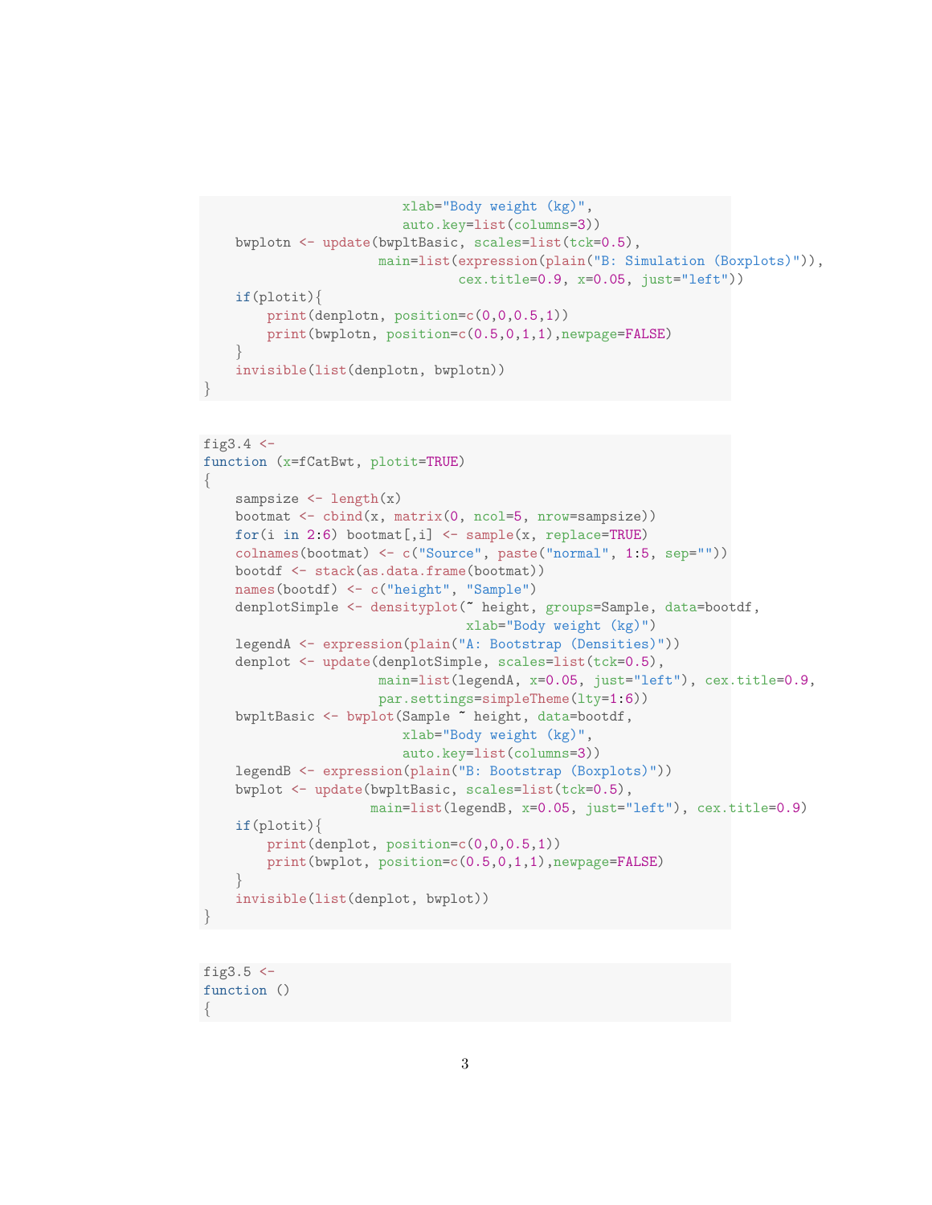```
                         xlab="Body weight (kg)",
                         auto.key=list(columns=3))
    bwplotn <- update(bwpltBasic, scales=list(tck=0.5),
                      main=list(expression(plain("B: Simulation (Boxplots)")),
                                cex.title=0.9, x=0.05, just="left"))
    if(plotit){
        print(denplotn, position=c(0,0,0.5,1))
        print(bwplotn, position=c(0.5,0,1,1),newpage=FALSE)
    }
    invisible(list(denplotn, bwplotn))
}
```

```
fig3.4 <-
function (x=fCatBwt, plotit=TRUE)
{
    sampsize <- length(x)
    bootmat <- cbind(x, matrix(0, ncol=5, nrow=sampsize))
    for(i in 2:6) bootmat[,i] <- sample(x, replace=TRUE)
    colnames(bootmat) <- c("Source", paste("normal", 1:5, sep=""))
    bootdf <- stack(as.data.frame(bootmat))
    names(bootdf) <- c("height", "Sample")
    denplotSimple <- densityplot(~ height, groups=Sample, data=bootdf,
                                 xlab="Body weight (kg)")
    legendA <- expression(plain("A: Bootstrap (Densities)"))
    denplot <- update(denplotSimple, scales=list(tck=0.5),
                      main=list(legendA, x=0.05, just="left"), cex.title=0.9,
                      par.settings=simpleTheme(lty=1:6))
    bwpltBasic <- bwplot(Sample ~ height, data=bootdf,
                         xlab="Body weight (kg)",
                         auto.key=list(columns=3))
    legendB <- expression(plain("B: Bootstrap (Boxplots)"))
    bwplot <- update(bwpltBasic, scales=list(tck=0.5),
                     main=list(legendB, x=0.05, just="left"), cex.title=0.9)
    if(plotit){
        print(denplot, position=c(0,0,0.5,1))
        print(bwplot, position=c(0.5,0,1,1),newpage=FALSE)
    }
    invisible(list(denplot, bwplot))
}
```

```
fig3.5 <-
function ()
{
```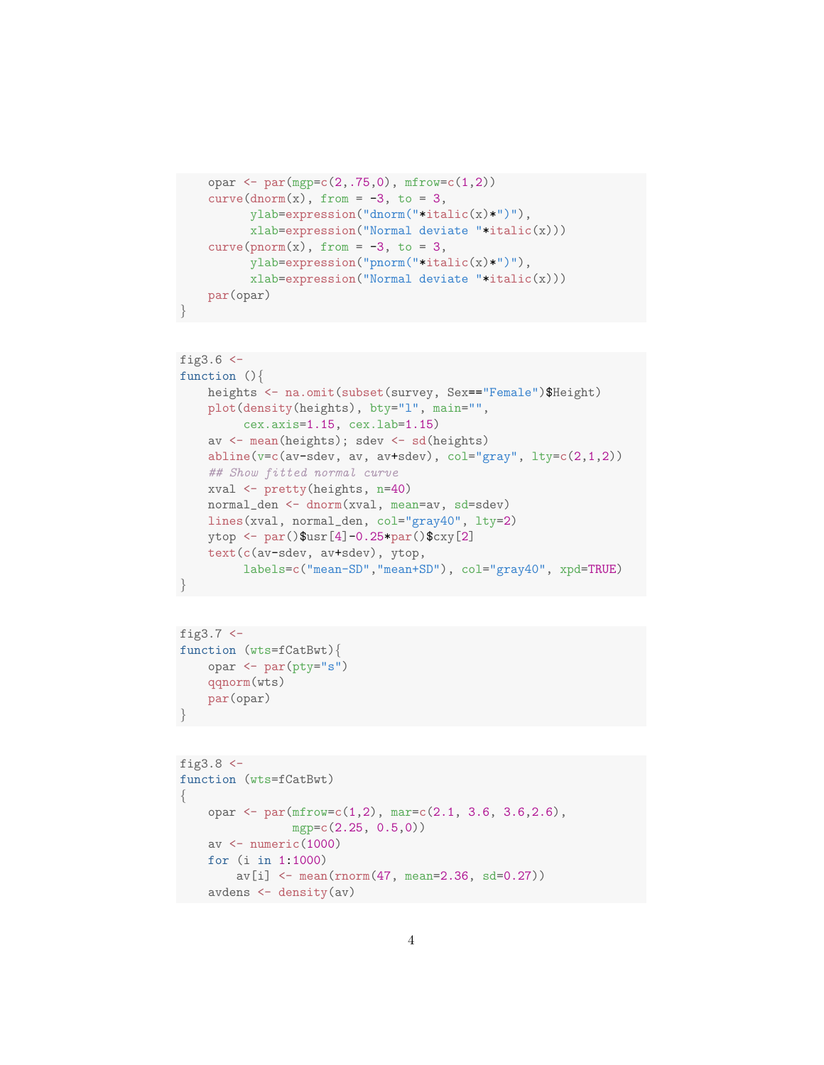```
    opar <- par(mgp=c(2,.75,0), mfrow=c(1,2))
    curve(dnorm(x), from = -3, to = 3,
          ylab=expression("dnorm("*italic(x)*")"),
          xlab=expression("Normal deviate "*italic(x)))
    curve(pnorm(x), from = -3, to = 3,
          ylab=expression("pnorm("*italic(x)*")"),
          xlab=expression("Normal deviate "*italic(x)))
    par(opar)
}
```

```
fig3.6 <-
function (){
    heights <- na.omit(subset(survey, Sex=="Female")$Height)
    plot(density(heights), bty="l", main="",
         cex.axis=1.15, cex.lab=1.15)
    av <- mean(heights); sdev <- sd(heights)
    abline(v=c(av-sdev, av, av+sdev), col="gray", lty=c(2,1,2))
    ## Show fitted normal curve
    xval <- pretty(heights, n=40)
    normal_den <- dnorm(xval, mean=av, sd=sdev)
    lines(xval, normal_den, col="gray40", lty=2)
    ytop <- par()$usr[4]-0.25*par()$cxy[2]
    text(c(av-sdev, av+sdev), ytop,
         labels=c("mean-SD","mean+SD"), col="gray40", xpd=TRUE)
}
```

```
fig3.7 <-
function (wts=fCatBwt){
    opar <- par(pty="s")
    qqnorm(wts)
    par(opar)
}
```

```
fig3.8 <-
function (wts=fCatBwt)
{
    opar <- par(mfrow=c(1,2), mar=c(2.1, 3.6, 3.6,2.6),
                mgp=c(2.25, 0.5,0))
    av <- numeric(1000)
    for (i in 1:1000)
        av[i] <- mean(rnorm(47, mean=2.36, sd=0.27))
    avdens <- density(av)
```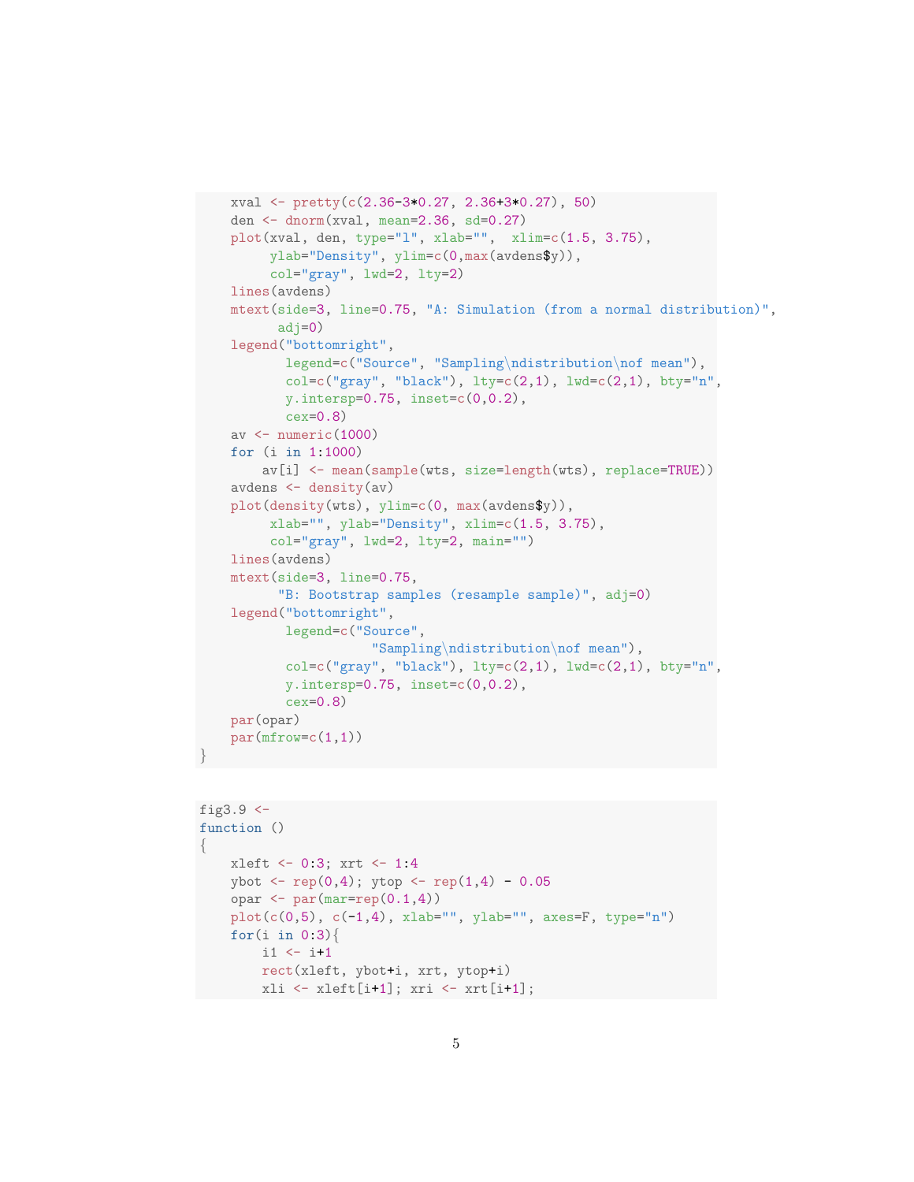```
    xval <- pretty(c(2.36-3*0.27, 2.36+3*0.27), 50)
    den <- dnorm(xval, mean=2.36, sd=0.27)
    plot(xval, den, type="l", xlab="",  xlim=c(1.5, 3.75),
         ylab="Density", ylim=c(0,max(avdens$y)),
         col="gray", lwd=2, lty=2)
    lines(avdens)
    mtext(side=3, line=0.75, "A: Simulation (from a normal distribution)",
          adj=0)
    legend("bottomright",
           legend=c("Source", "Sampling\ndistribution\nof mean"),
           col=c("gray", "black"), lty=c(2,1), lwd=c(2,1), bty="n",
           y.intersp=0.75, inset=c(0,0.2),
           cex=0.8)
    av <- numeric(1000)
    for (i in 1:1000)
        av[i] <- mean(sample(wts, size=length(wts), replace=TRUE))
    avdens <- density(av)
    plot(density(wts), ylim=c(0, max(avdens$y)),
         xlab="", ylab="Density", xlim=c(1.5, 3.75),
         col="gray", lwd=2, lty=2, main="")
    lines(avdens)
    mtext(side=3, line=0.75,
          "B: Bootstrap samples (resample sample)", adj=0)
    legend("bottomright",
           legend=c("Source",
                       "Sampling\ndistribution\nof mean"),
           col=c("gray", "black"), lty=c(2,1), lwd=c(2,1), bty="n",
           y.intersp=0.75, inset=c(0,0.2),
           cex=0.8)
    par(opar)
    par(mfrow=c(1,1))
}
```

```
fig3.9 <-
function ()
{
    xleft <- 0:3; xrt <- 1:4
    ybot <- rep(0,4); ytop <- rep(1,4) - 0.05
    opar <- par(mar=rep(0.1,4))
    plot(c(0,5), c(-1,4), xlab="", ylab="", axes=F, type="n")
    for(i in 0:3){
        i1 <- i+1
        rect(xleft, ybot+i, xrt, ytop+i)
        xli <- xleft[i+1]; xri <- xrt[i+1];
```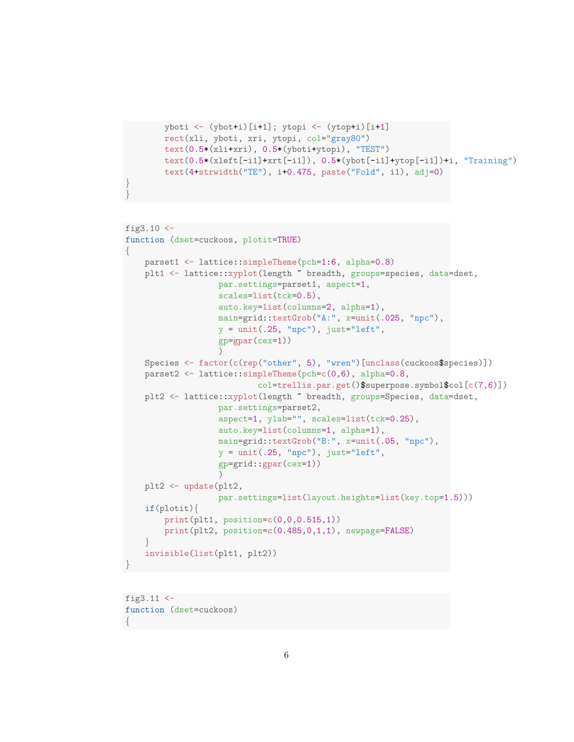```
        yboti <- (ybot+i)[i+1]; ytopi <- (ytop+i)[i+1]
        rect(xli, yboti, xri, ytopi, col="gray80")
        text(0.5*(xli+xri), 0.5*(yboti+ytopi), "TEST")
        text(0.5*(xleft[-i1]+xrt[-i1]), 0.5*(ybot[-i1]+ytop[-i1])+i, "Training")
        text(4+strwidth("TE"), i+0.475, paste("Fold", i1), adj=0)
}
}
```

```
fig3.10 <-
function (dset=cuckoos, plotit=TRUE)
{
    parset1 <- lattice::simpleTheme(pch=1:6, alpha=0.8)
    plt1 <- lattice::xyplot(length ~ breadth, groups=species, data=dset,
                   par.settings=parset1, aspect=1,
                   scales=list(tck=0.5),
                   auto.key=list(columns=2, alpha=1),
                   main=grid::textGrob("A:", x=unit(.025, "npc"),
                   y = unit(.25, "npc"), just="left",
                   gp=gpar(cex=1))
                   )
    Species <- factor(c(rep("other", 5), "wren")[unclass(cuckoos$species)])
    parset2 <- lattice::simpleTheme(pch=c(0,6), alpha=0.8,
                           col=trellis.par.get()$superpose.symbol$col[c(7,6)])
    plt2 <- lattice::xyplot(length ~ breadth, groups=Species, data=dset,
                   par.settings=parset2,
                   aspect=1, ylab="", scales=list(tck=0.25),
                   auto.key=list(columns=1, alpha=1),
                   main=grid::textGrob("B:", x=unit(.05, "npc"),
                   y = unit(.25, "npc"), just="left",
                   gp=grid::gpar(cex=1))
                   )
    plt2 <- update(plt2,
                   par.settings=list(layout.heights=list(key.top=1.5)))
    if(plotit){
        print(plt1, position=c(0,0,0.515,1))
        print(plt2, position=c(0.485,0,1,1), newpage=FALSE)
    }
    invisible(list(plt1, plt2))
}
```

```
fig3.11 <-
function (dset=cuckoos)
{
```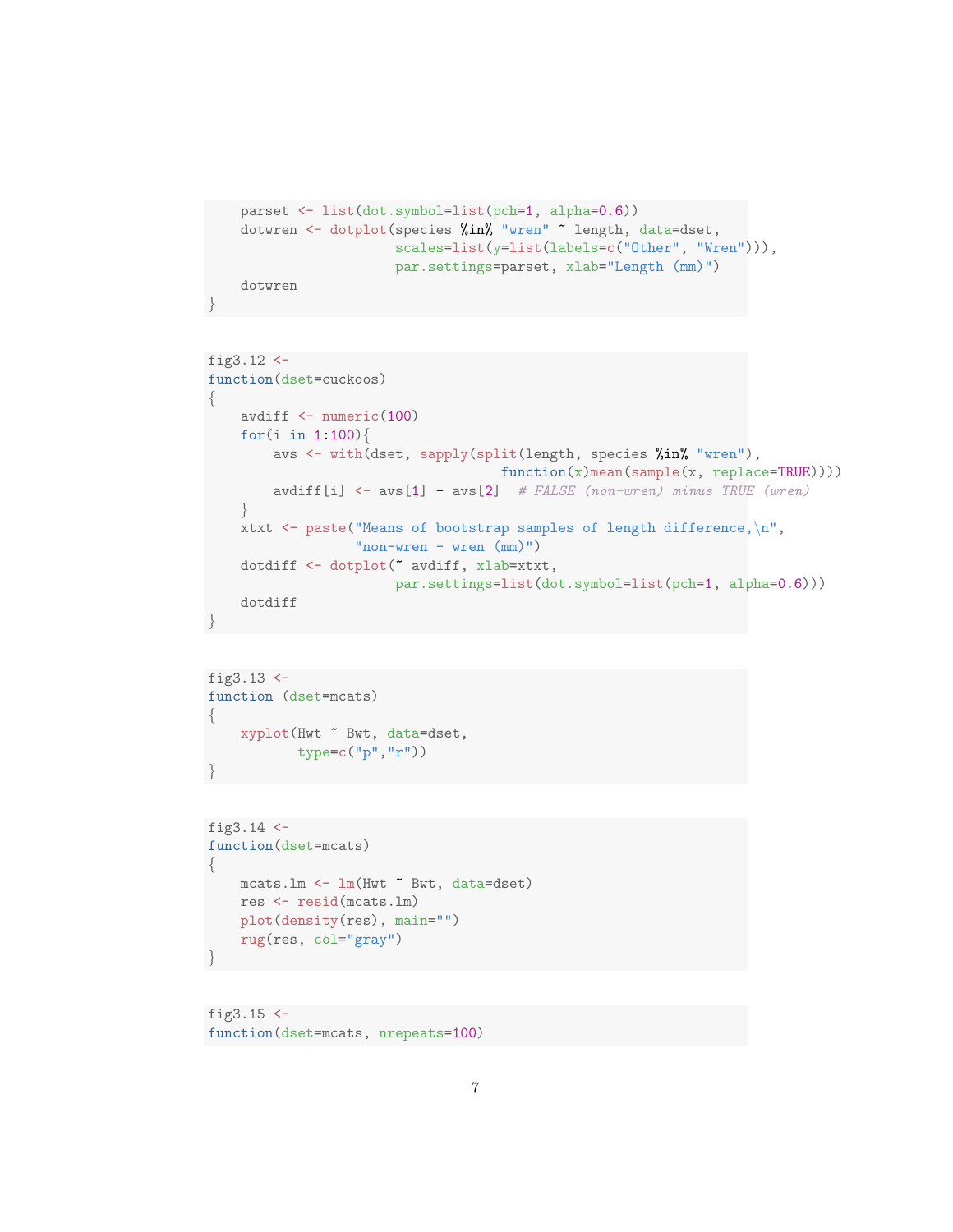```
    parset <- list(dot.symbol=list(pch=1, alpha=0.6))
    dotwren <- dotplot(species %in% "wren" ~ length, data=dset,
                       scales=list(y=list(labels=c("Other", "Wren"))),
                       par.settings=parset, xlab="Length (mm)")
    dotwren
}
```

```
fig3.12 <-
function(dset=cuckoos)
{
    avdiff <- numeric(100)
    for(i in 1:100){
        avs <- with(dset, sapply(split(length, species %in% "wren"),
                                 function(x)mean(sample(x, replace=TRUE))))
        avdiff[i] <- avs[1] - avs[2]  # FALSE (non-wren) minus TRUE (wren)
    }
    xtxt <- paste("Means of bootstrap samples of length difference,\n",
                  "non-wren - wren (mm)")
    dotdiff <- dotplot(~ avdiff, xlab=xtxt,
                       par.settings=list(dot.symbol=list(pch=1, alpha=0.6)))
    dotdiff
}
```

```
fig3.13 <-
function (dset=mcats)
{
    xyplot(Hwt ~ Bwt, data=dset,
           type=c("p","r"))
}
```

```
fig3.14 <-
function(dset=mcats)
{
    mcats.lm <- lm(Hwt ~ Bwt, data=dset)
    res <- resid(mcats.lm)
    plot(density(res), main="")
    rug(res, col="gray")
}
```

```
fig3.15 <-
function(dset=mcats, nrepeats=100)
```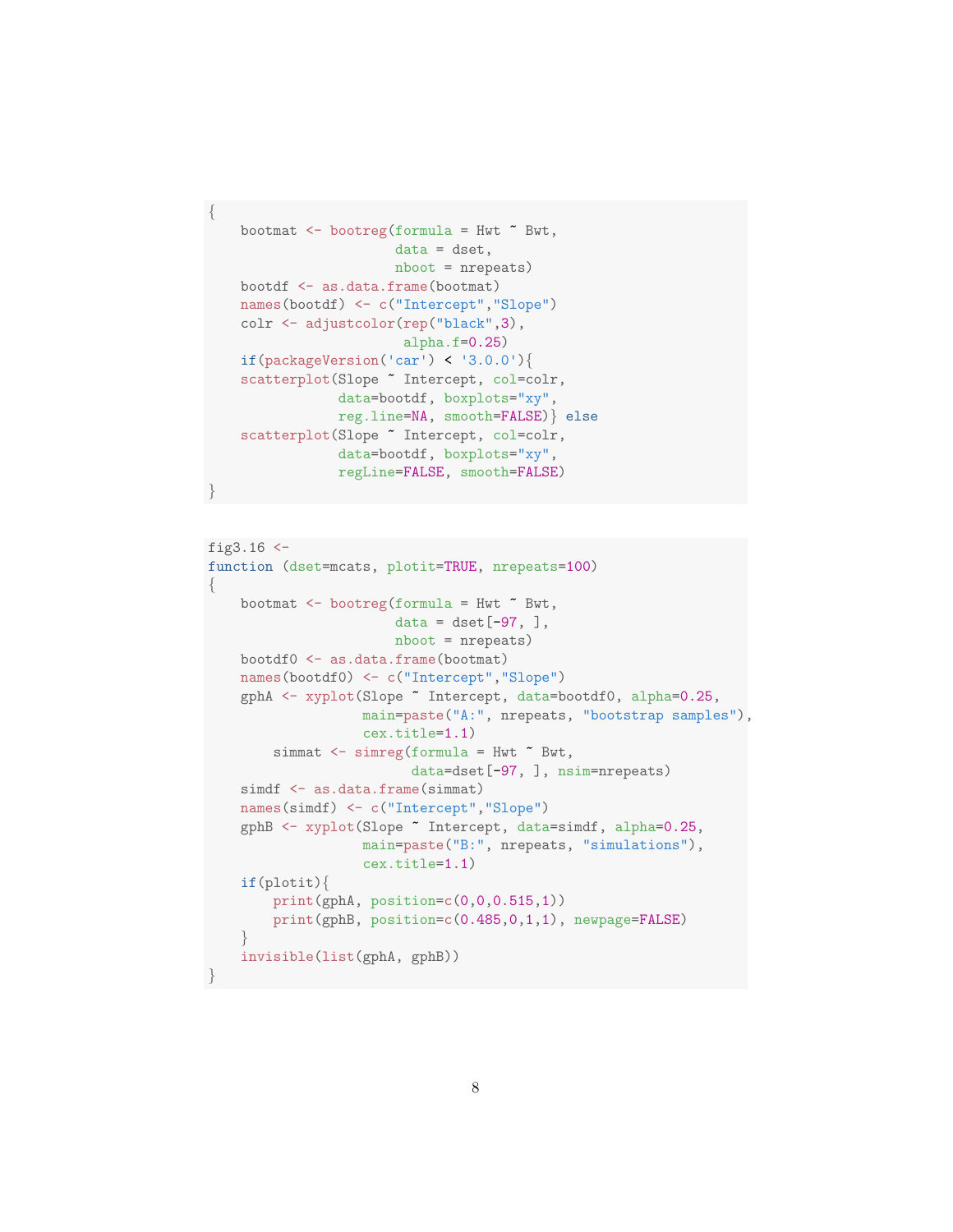```
{
    bootmat <- bootreg(formula = Hwt ~ Bwt,
                       data = dset,
                       nboot = nrepeats)
    bootdf <- as.data.frame(bootmat)
    names(bootdf) <- c("Intercept","Slope")
    colr <- adjustcolor(rep("black",3),
                        alpha.f=0.25)
    if(packageVersion('car') < '3.0.0'){
    scatterplot(Slope ~ Intercept, col=colr,
                data=bootdf, boxplots="xy",
                reg.line=NA, smooth=FALSE)} else
    scatterplot(Slope ~ Intercept, col=colr,
                data=bootdf, boxplots="xy",
                regLine=FALSE, smooth=FALSE)
}
```

```
fig3.16 <-
function (dset=mcats, plotit=TRUE, nrepeats=100)
{
    bootmat <- bootreg(formula = Hwt ~ Bwt,
                       data = dset[-97, ],
                       nboot = nrepeats)
    bootdf0 <- as.data.frame(bootmat)
    names(bootdf0) <- c("Intercept","Slope")
    gphA <- xyplot(Slope ~ Intercept, data=bootdf0, alpha=0.25,
                   main=paste("A:", nrepeats, "bootstrap samples"),
                   cex.title=1.1)
        simmat <- simreg(formula = Hwt ~ Bwt,
                         data=dset[-97, ], nsim=nrepeats)
    simdf <- as.data.frame(simmat)
    names(simdf) <- c("Intercept","Slope")
    gphB <- xyplot(Slope ~ Intercept, data=simdf, alpha=0.25,
                   main=paste("B:", nrepeats, "simulations"),
                   cex.title=1.1)
    if(plotit){
        print(gphA, position=c(0,0,0.515,1))
        print(gphB, position=c(0.485,0,1,1), newpage=FALSE)
    }
    invisible(list(gphA, gphB))
}
```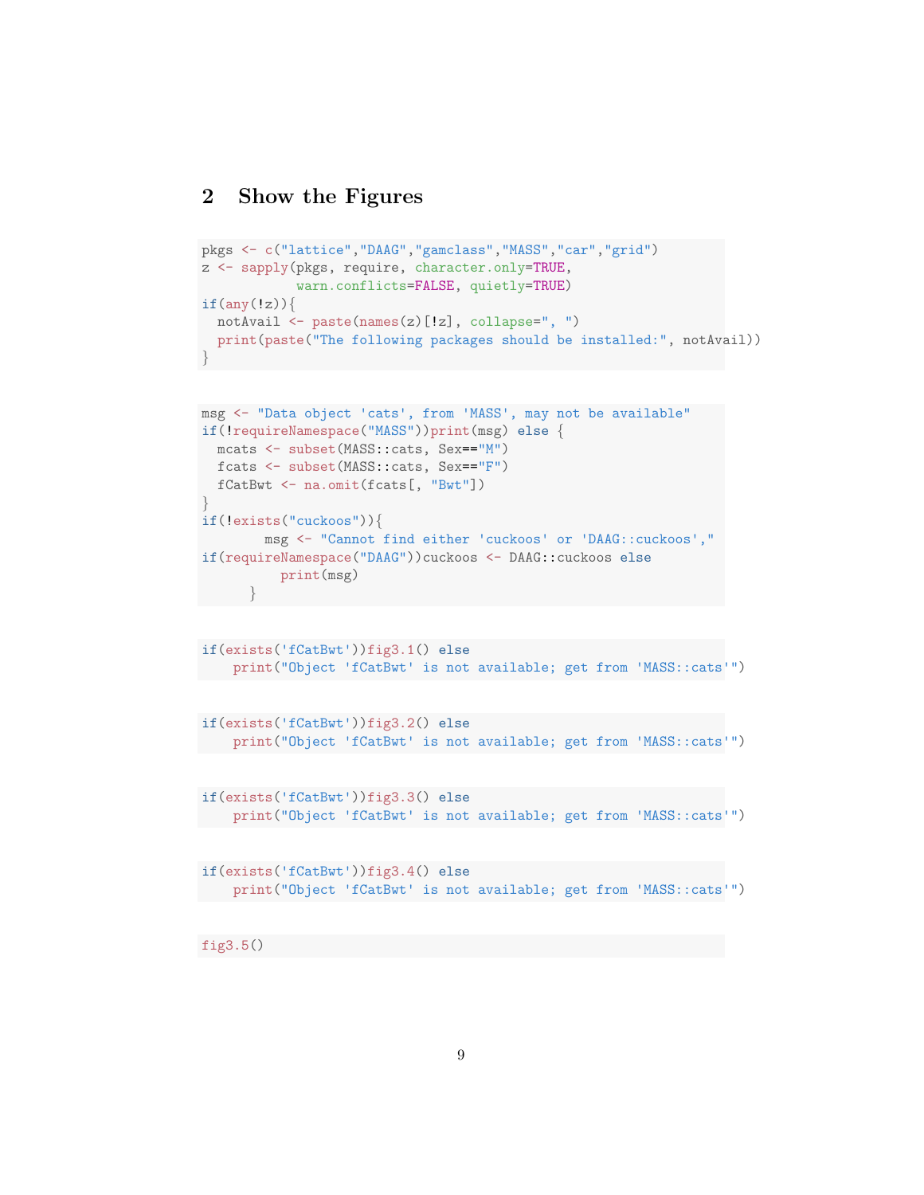## 2 Show the Figures

```
pkgs <- c("lattice","DAAG","gamclass","MASS","car","grid")
z <- sapply(pkgs, require, character.only=TRUE,
            warn.conflicts=FALSE, quietly=TRUE)
if(any(!z)){
  notAvail <- paste(names(z)[!z], collapse=", ")
  print(paste("The following packages should be installed:", notAvail))
}
```

```
msg <- "Data object 'cats', from 'MASS', may not be available"
if(!requireNamespace("MASS"))print(msg) else {
  mcats <- subset(MASS::cats, Sex=="M")
  fcats <- subset(MASS::cats, Sex=="F")
  fCatBwt <- na.omit(fcats[, "Bwt"])
}
if(!exists("cuckoos")){
        msg <- "Cannot find either 'cuckoos' or 'DAAG::cuckoos',"
if(requireNamespace("DAAG"))cuckoos <- DAAG::cuckoos else
          print(msg)
      }
```

```
if(exists('fCatBwt'))fig3.1() else
    print("Object 'fCatBwt' is not available; get from 'MASS::cats'")
```

```
if(exists('fCatBwt'))fig3.2() else
    print("Object 'fCatBwt' is not available; get from 'MASS::cats'")
```

```
if(exists('fCatBwt'))fig3.3() else
    print("Object 'fCatBwt' is not available; get from 'MASS::cats'")
```

```
if(exists('fCatBwt'))fig3.4() else
    print("Object 'fCatBwt' is not available; get from 'MASS::cats'")
```

```
fig3.5()
```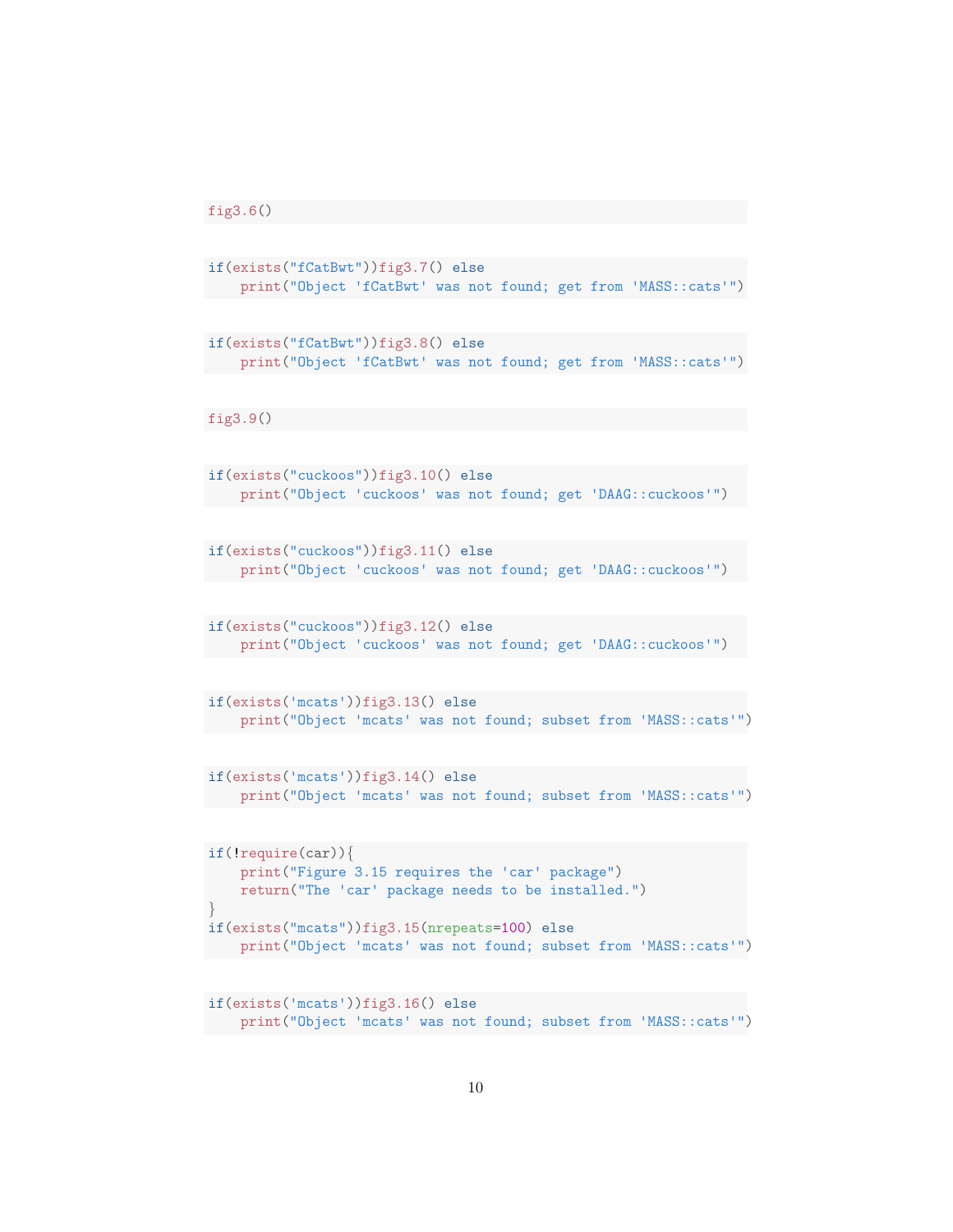```
fig3.6()
```

```
if(exists("fCatBwt"))fig3.7() else
    print("Object 'fCatBwt' was not found; get from 'MASS::cats'")
```

```
if(exists("fCatBwt"))fig3.8() else
    print("Object 'fCatBwt' was not found; get from 'MASS::cats'")
```

```
fig3.9()
```

```
if(exists("cuckoos"))fig3.10() else
    print("Object 'cuckoos' was not found; get 'DAAG::cuckoos'")
```

```
if(exists("cuckoos"))fig3.11() else
    print("Object 'cuckoos' was not found; get 'DAAG::cuckoos'")
```

```
if(exists("cuckoos"))fig3.12() else
    print("Object 'cuckoos' was not found; get 'DAAG::cuckoos'")
```

```
if(exists('mcats'))fig3.13() else
    print("Object 'mcats' was not found; subset from 'MASS::cats'")
```

```
if(exists('mcats'))fig3.14() else
    print("Object 'mcats' was not found; subset from 'MASS::cats'")
```

```
if(!require(car)){
    print("Figure 3.15 requires the 'car' package")
    return("The 'car' package needs to be installed.")
}
if(exists("mcats"))fig3.15(nrepeats=100) else
    print("Object 'mcats' was not found; subset from 'MASS::cats'")
```

```
if(exists('mcats'))fig3.16() else
    print("Object 'mcats' was not found; subset from 'MASS::cats'")
```